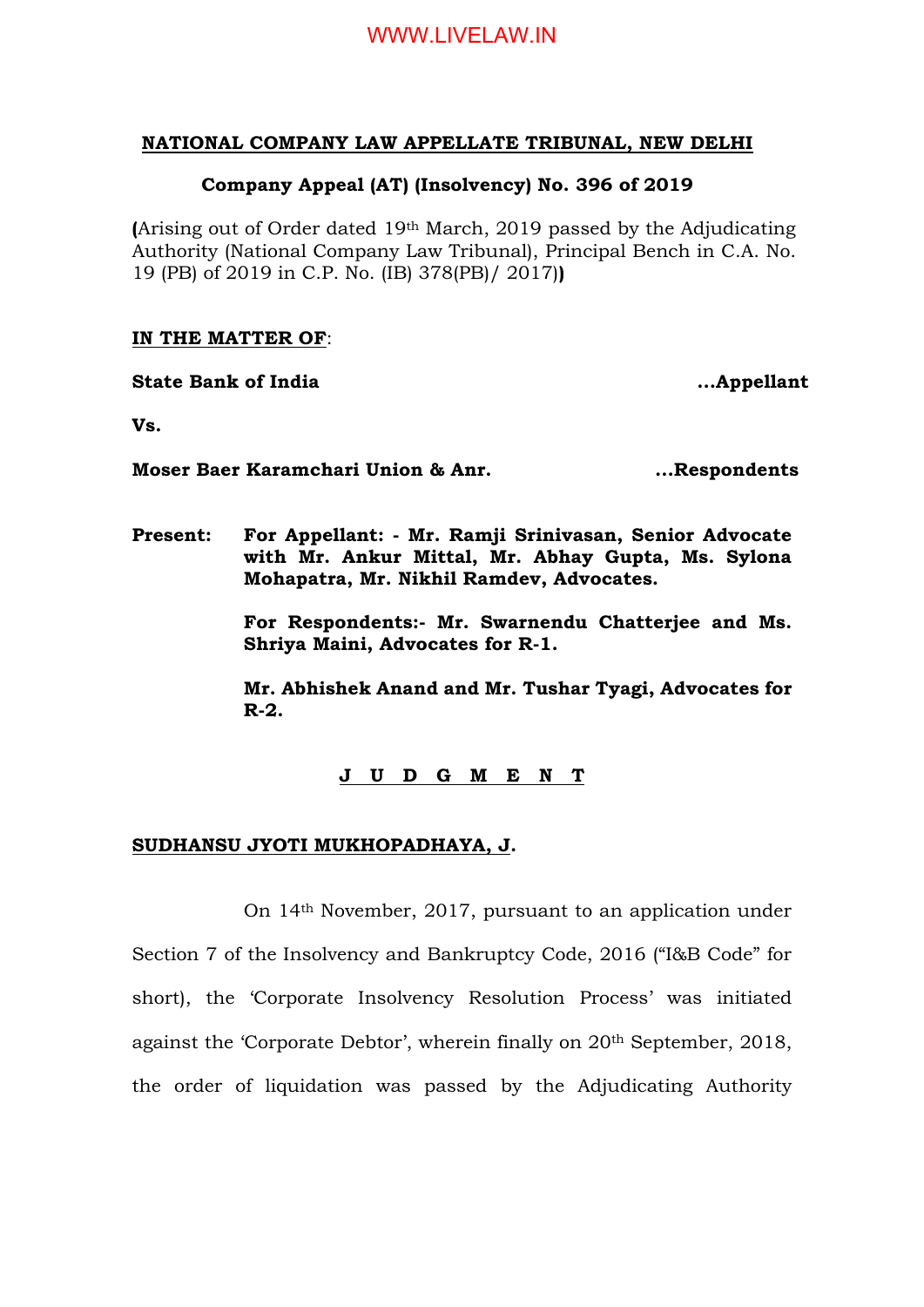**NATIONAL COMPANY LAW APPELLATE TRIBUNAL, NEW DELHI**

**Company Appeal (AT) (Insolvency) No. 396 of 2019**

**(**Arising out of Order dated 19th March, 2019 passed by the Adjudicating Authority (National Company Law Tribunal), Principal Bench in C.A. No. 19 (PB) of 2019 in C.P. No. (IB) 378(PB)/ 2017)**)**

**IN THE MATTER OF**:

**State Bank of India** **...Appellant**

**Vs.**

**Moser Baer Karamchari Union & Anr.** **...Respondents**

**Present:** **For Appellant: - Mr. Ramji Srinivasan, Senior Advocate with Mr. Ankur Mittal, Mr. Abhay Gupta, Ms. Sylona Mohapatra, Mr. Nikhil Ramdev, Advocates.**

**For Respondents:- Mr. Swarnendu Chatterjee and Ms. Shriya Maini, Advocates for R-1.**

**Mr. Abhishek Anand and Mr. Tushar Tyagi, Advocates for R-2.**

**J U D G M E N T**

**SUDHANSU JYOTI MUKHOPADHAYA, J.**

On 14th November, 2017, pursuant to an application under Section 7 of the Insolvency and Bankruptcy Code, 2016 ("I&B Code" for short), the 'Corporate Insolvency Resolution Process' was initiated against the 'Corporate Debtor', wherein finally on 20th September, 2018, the order of liquidation was passed by the Adjudicating Authority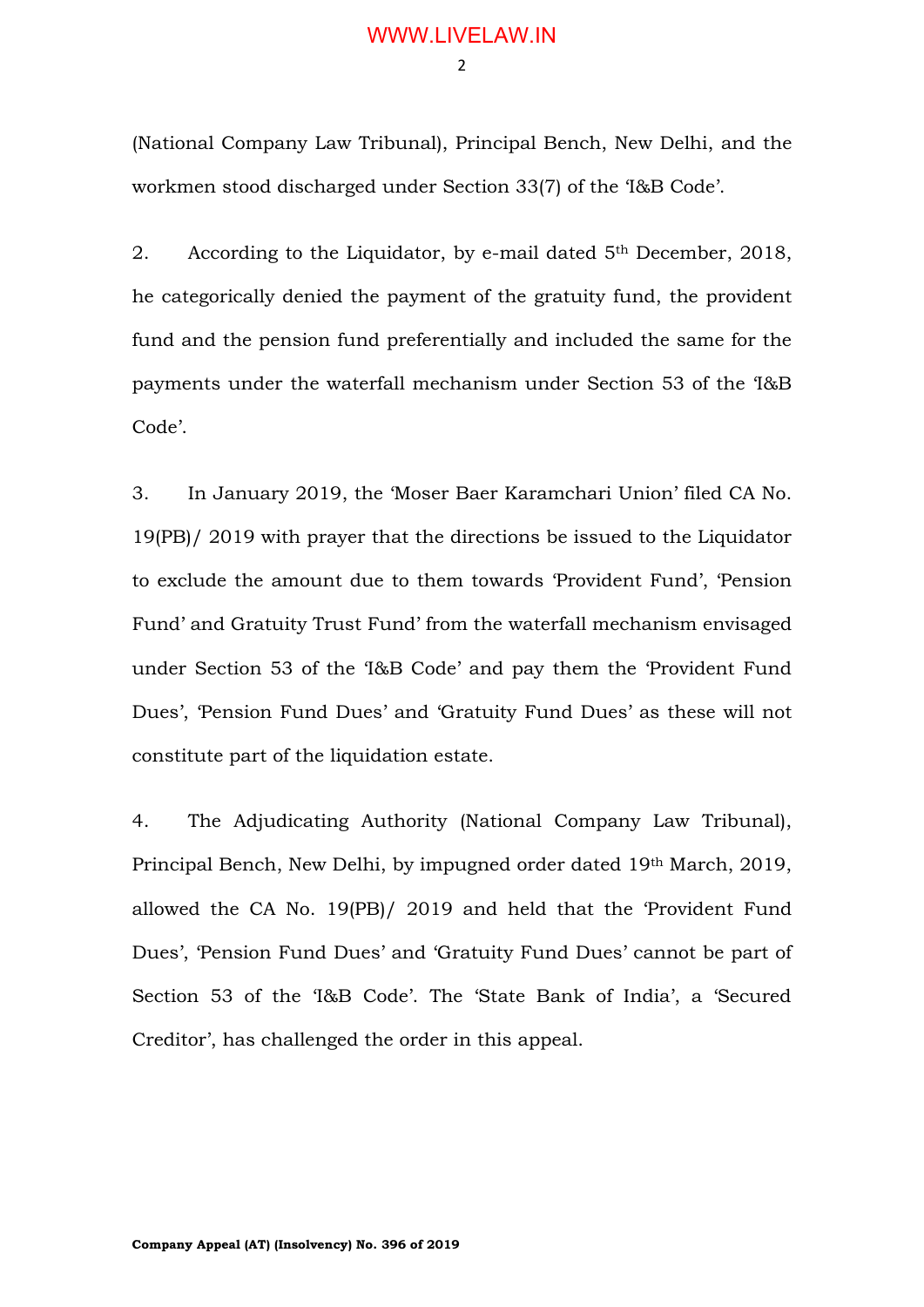(National Company Law Tribunal), Principal Bench, New Delhi, and the workmen stood discharged under Section 33(7) of the 'I&B Code'.

2. According to the Liquidator, by e-mail dated 5th December, 2018, he categorically denied the payment of the gratuity fund, the provident fund and the pension fund preferentially and included the same for the payments under the waterfall mechanism under Section 53 of the 'I&B Code'.

3. In January 2019, the 'Moser Baer Karamchari Union' filed CA No. 19(PB)/ 2019 with prayer that the directions be issued to the Liquidator to exclude the amount due to them towards 'Provident Fund', 'Pension Fund' and Gratuity Trust Fund' from the waterfall mechanism envisaged under Section 53 of the 'I&B Code' and pay them the 'Provident Fund Dues', 'Pension Fund Dues' and 'Gratuity Fund Dues' as these will not constitute part of the liquidation estate.

4. The Adjudicating Authority (National Company Law Tribunal), Principal Bench, New Delhi, by impugned order dated 19th March, 2019, allowed the CA No. 19(PB)/ 2019 and held that the 'Provident Fund Dues', 'Pension Fund Dues' and 'Gratuity Fund Dues' cannot be part of Section 53 of the 'I&B Code'. The 'State Bank of India', a 'Secured Creditor', has challenged the order in this appeal.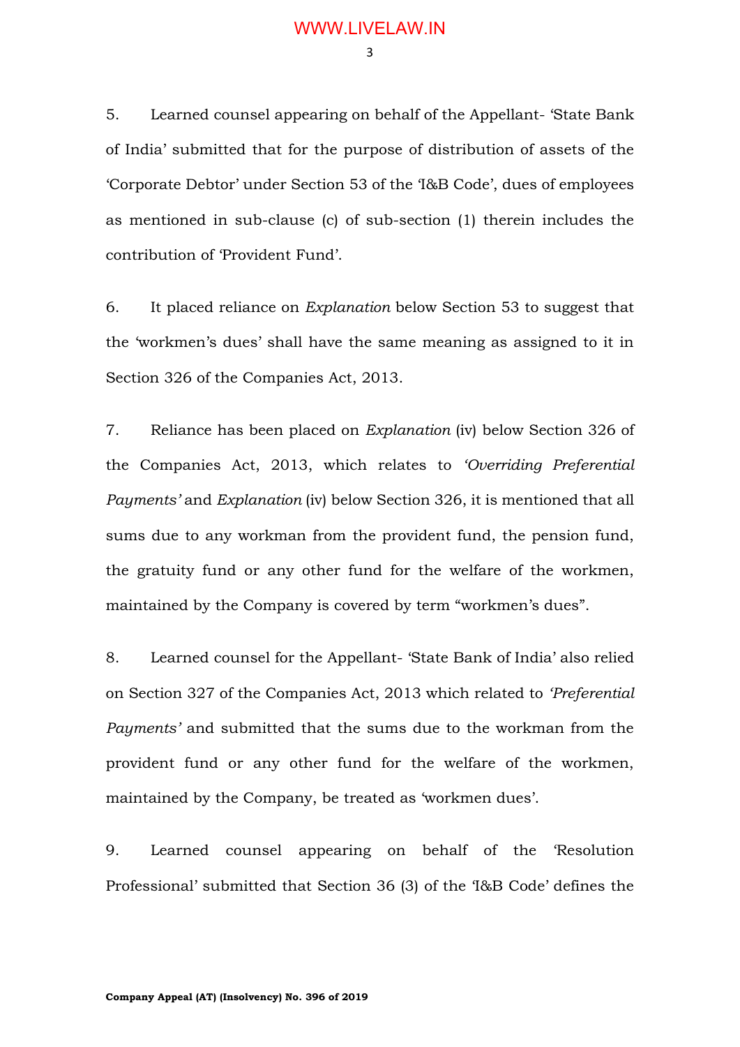5. Learned counsel appearing on behalf of the Appellant- 'State Bank of India' submitted that for the purpose of distribution of assets of the 'Corporate Debtor' under Section 53 of the 'I&B Code', dues of employees as mentioned in sub-clause (c) of sub-section (1) therein includes the contribution of 'Provident Fund'.

6. It placed reliance on *Explanation* below Section 53 to suggest that the 'workmen's dues' shall have the same meaning as assigned to it in Section 326 of the Companies Act, 2013.

7. Reliance has been placed on *Explanation* (iv) below Section 326 of the Companies Act, 2013, which relates to *'Overriding Preferential Payments'* and *Explanation* (iv) below Section 326, it is mentioned that all sums due to any workman from the provident fund, the pension fund, the gratuity fund or any other fund for the welfare of the workmen, maintained by the Company is covered by term "workmen's dues".

8. Learned counsel for the Appellant- 'State Bank of India' also relied on Section 327 of the Companies Act, 2013 which related to *'Preferential Payments'* and submitted that the sums due to the workman from the provident fund or any other fund for the welfare of the workmen, maintained by the Company, be treated as 'workmen dues'.

9. Learned counsel appearing on behalf of the 'Resolution Professional' submitted that Section 36 (3) of the 'I&B Code' defines the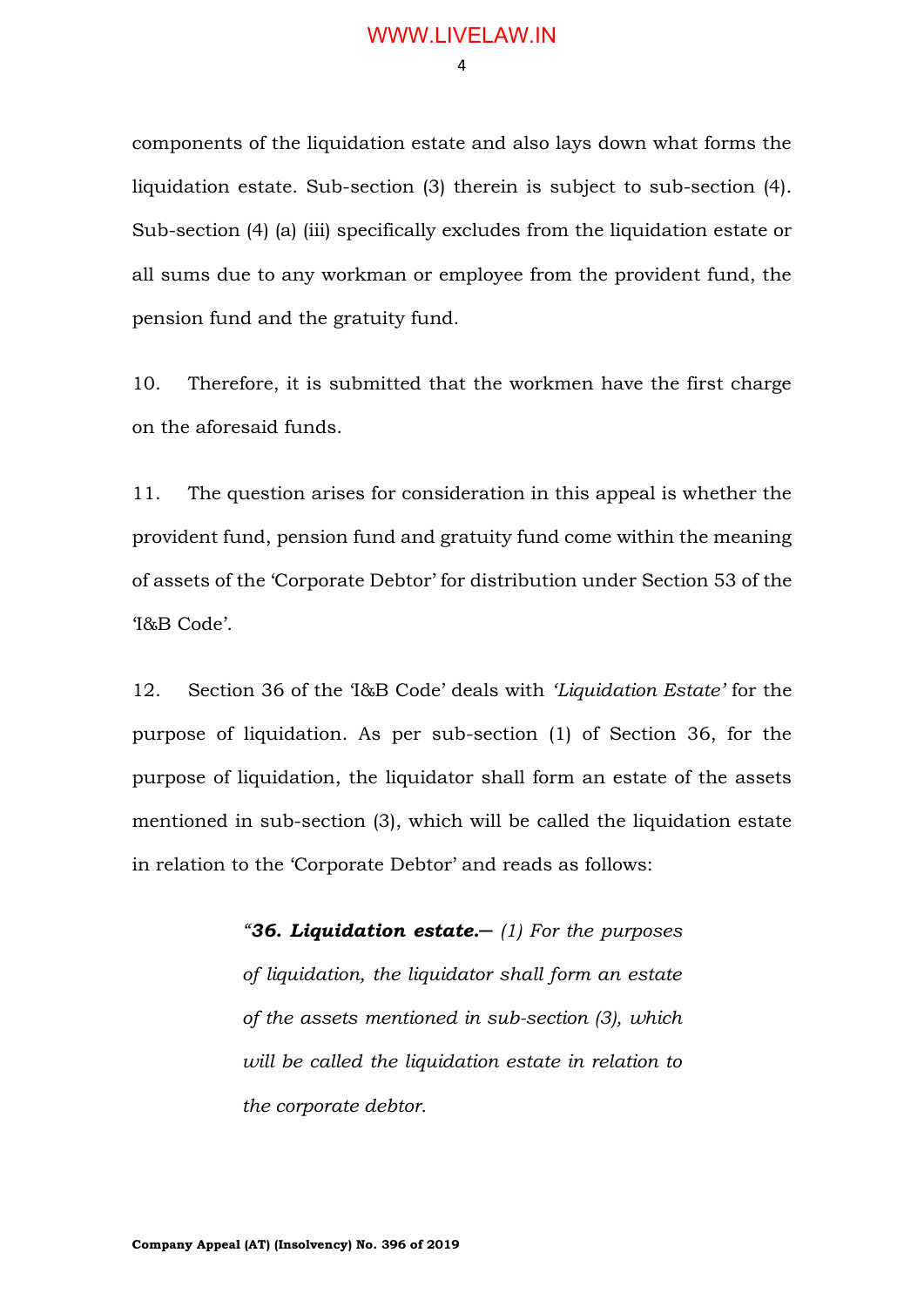components of the liquidation estate and also lays down what forms the liquidation estate. Sub-section (3) therein is subject to sub-section (4). Sub-section (4) (a) (iii) specifically excludes from the liquidation estate or all sums due to any workman or employee from the provident fund, the pension fund and the gratuity fund.

10. Therefore, it is submitted that the workmen have the first charge on the aforesaid funds.

11. The question arises for consideration in this appeal is whether the provident fund, pension fund and gratuity fund come within the meaning of assets of the 'Corporate Debtor' for distribution under Section 53 of the 'I&B Code'.

12. Section 36 of the 'I&B Code' deals with *'Liquidation Estate'* for the purpose of liquidation. As per sub-section (1) of Section 36, for the purpose of liquidation, the liquidator shall form an estate of the assets mentioned in sub-section (3), which will be called the liquidation estate in relation to the 'Corporate Debtor' and reads as follows:

> *"**36. Liquidation estate.**— (1) For the purposes of liquidation, the liquidator shall form an estate of the assets mentioned in sub-section (3), which will be called the liquidation estate in relation to the corporate debtor.*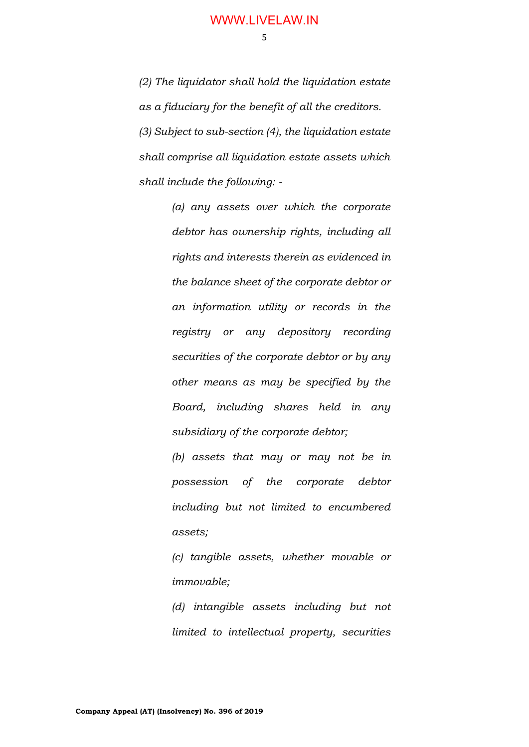*(2) The liquidator shall hold the liquidation estate as a fiduciary for the benefit of all the creditors.*

*(3) Subject to sub-section (4), the liquidation estate shall comprise all liquidation estate assets which shall include the following: -*

> *(a) any assets over which the corporate debtor has ownership rights, including all rights and interests therein as evidenced in the balance sheet of the corporate debtor or an information utility or records in the registry or any depository recording securities of the corporate debtor or by any other means as may be specified by the Board, including shares held in any subsidiary of the corporate debtor;*
>
> *(b) assets that may or may not be in possession of the corporate debtor including but not limited to encumbered assets;*
>
> *(c) tangible assets, whether movable or immovable;*
>
> *(d) intangible assets including but not limited to intellectual property, securities*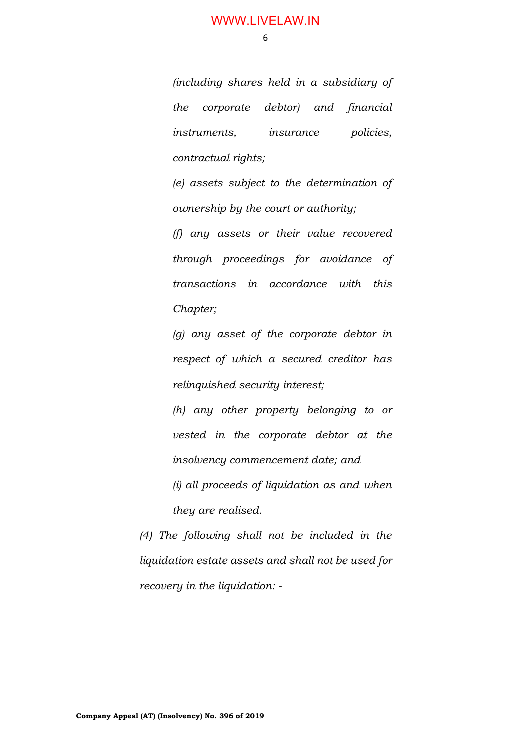*(including shares held in a subsidiary of the corporate debtor) and financial instruments, insurance policies, contractual rights;*

*(e) assets subject to the determination of ownership by the court or authority;*

*(f) any assets or their value recovered through proceedings for avoidance of transactions in accordance with this Chapter;*

*(g) any asset of the corporate debtor in respect of which a secured creditor has relinquished security interest;*

*(h) any other property belonging to or vested in the corporate debtor at the insolvency commencement date; and*

*(i) all proceeds of liquidation as and when they are realised.*

*(4) The following shall not be included in the liquidation estate assets and shall not be used for recovery in the liquidation: -*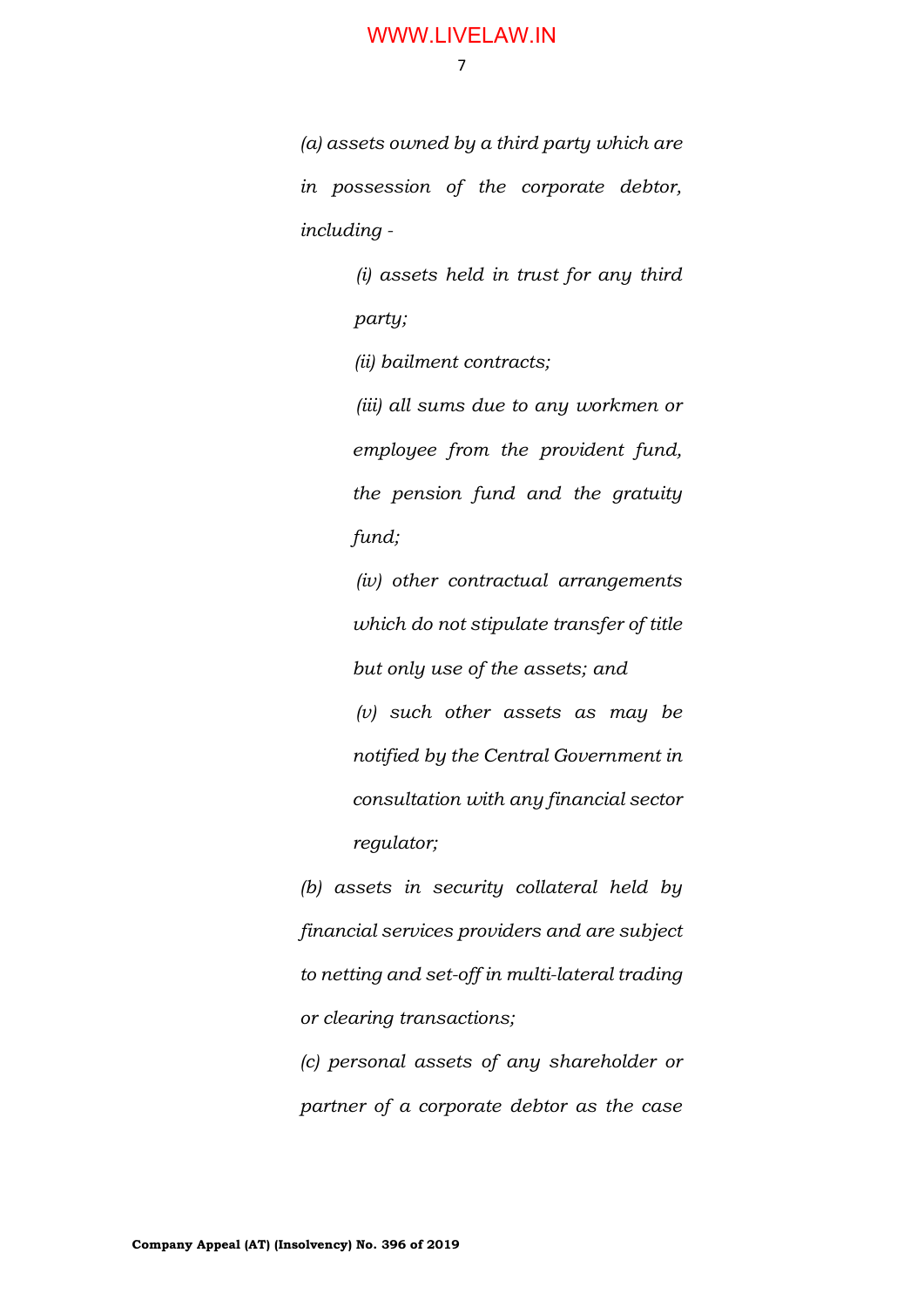*(a) assets owned by a third party which are in possession of the corporate debtor, including -*

> *(i) assets held in trust for any third party;*
>
> *(ii) bailment contracts;*
>
> *(iii) all sums due to any workmen or employee from the provident fund, the pension fund and the gratuity fund;*
>
> *(iv) other contractual arrangements which do not stipulate transfer of title but only use of the assets; and*
>
> *(v) such other assets as may be notified by the Central Government in consultation with any financial sector regulator;*

*(b) assets in security collateral held by financial services providers and are subject to netting and set-off in multi-lateral trading or clearing transactions;*

*(c) personal assets of any shareholder or partner of a corporate debtor as the case*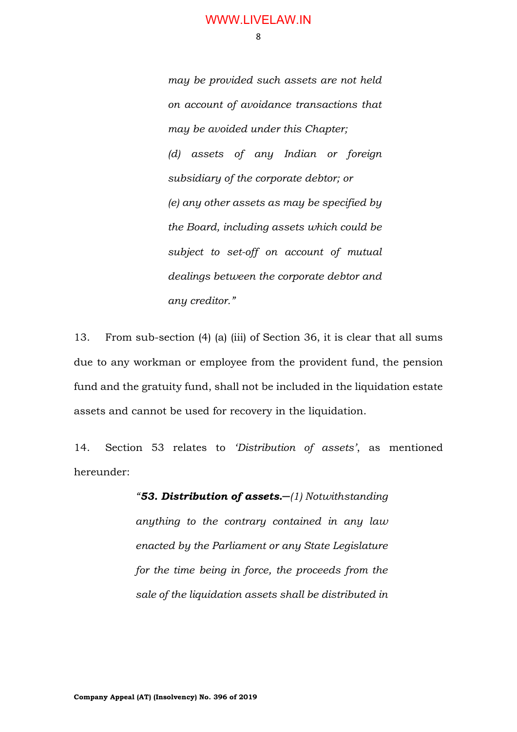> *may be provided such assets are not held on account of avoidance transactions that may be avoided under this Chapter;*
>
> *(d) assets of any Indian or foreign subsidiary of the corporate debtor; or*
>
> *(e) any other assets as may be specified by the Board, including assets which could be subject to set-off on account of mutual dealings between the corporate debtor and any creditor."*

13. From sub-section (4) (a) (iii) of Section 36, it is clear that all sums due to any workman or employee from the provident fund, the pension fund and the gratuity fund, shall not be included in the liquidation estate assets and cannot be used for recovery in the liquidation.

14. Section 53 relates to *'Distribution of assets'*, as mentioned hereunder:

> *"**53. Distribution of assets.**—(1) Notwithstanding anything to the contrary contained in any law enacted by the Parliament or any State Legislature for the time being in force, the proceeds from the sale of the liquidation assets shall be distributed in*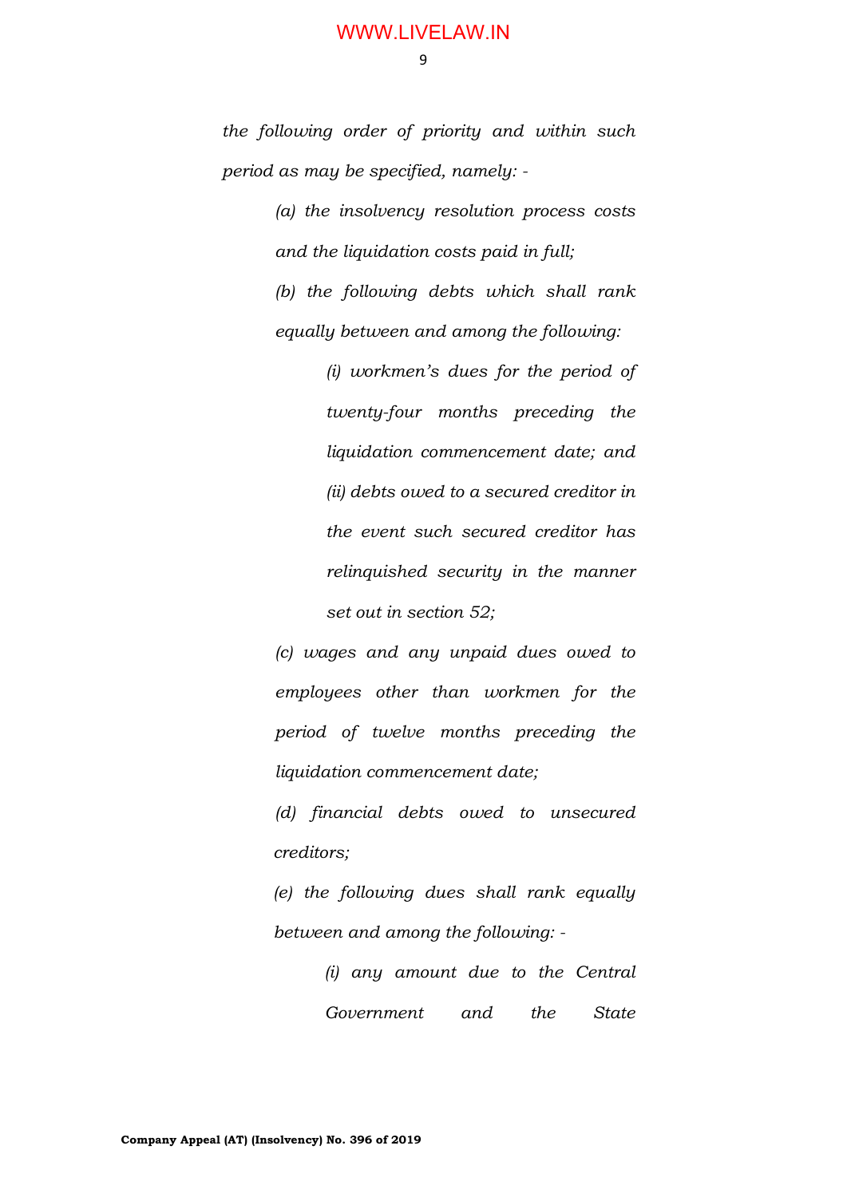*the following order of priority and within such period as may be specified, namely: -*

> *(a) the insolvency resolution process costs and the liquidation costs paid in full;*
>
> *(b) the following debts which shall rank equally between and among the following:*
>
> > *(i) workmen's dues for the period of twenty-four months preceding the liquidation commencement date; and*
> >
> > *(ii) debts owed to a secured creditor in the event such secured creditor has relinquished security in the manner set out in section 52;*
>
> *(c) wages and any unpaid dues owed to employees other than workmen for the period of twelve months preceding the liquidation commencement date;*
>
> *(d) financial debts owed to unsecured creditors;*
>
> *(e) the following dues shall rank equally between and among the following: -*
>
> > *(i) any amount due to the Central Government and the State*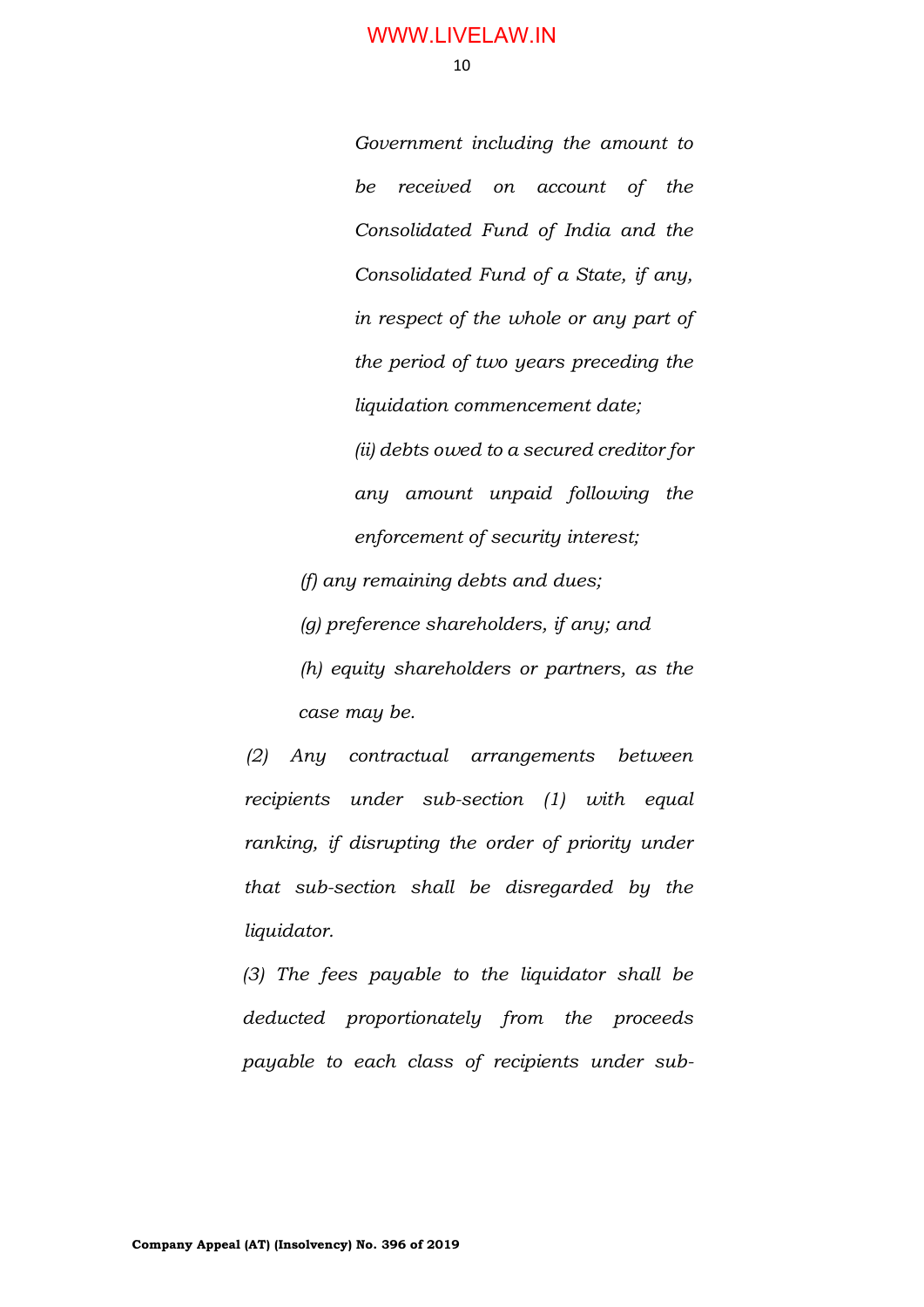*Government including the amount to be received on account of the Consolidated Fund of India and the Consolidated Fund of a State, if any, in respect of the whole or any part of the period of two years preceding the liquidation commencement date;*

*(ii) debts owed to a secured creditor for any amount unpaid following the enforcement of security interest;*

*(f) any remaining debts and dues;*

*(g) preference shareholders, if any; and*

*(h) equity shareholders or partners, as the case may be.*

*(2) Any contractual arrangements between recipients under sub-section (1) with equal ranking, if disrupting the order of priority under that sub-section shall be disregarded by the liquidator.*

*(3) The fees payable to the liquidator shall be deducted proportionately from the proceeds payable to each class of recipients under sub-*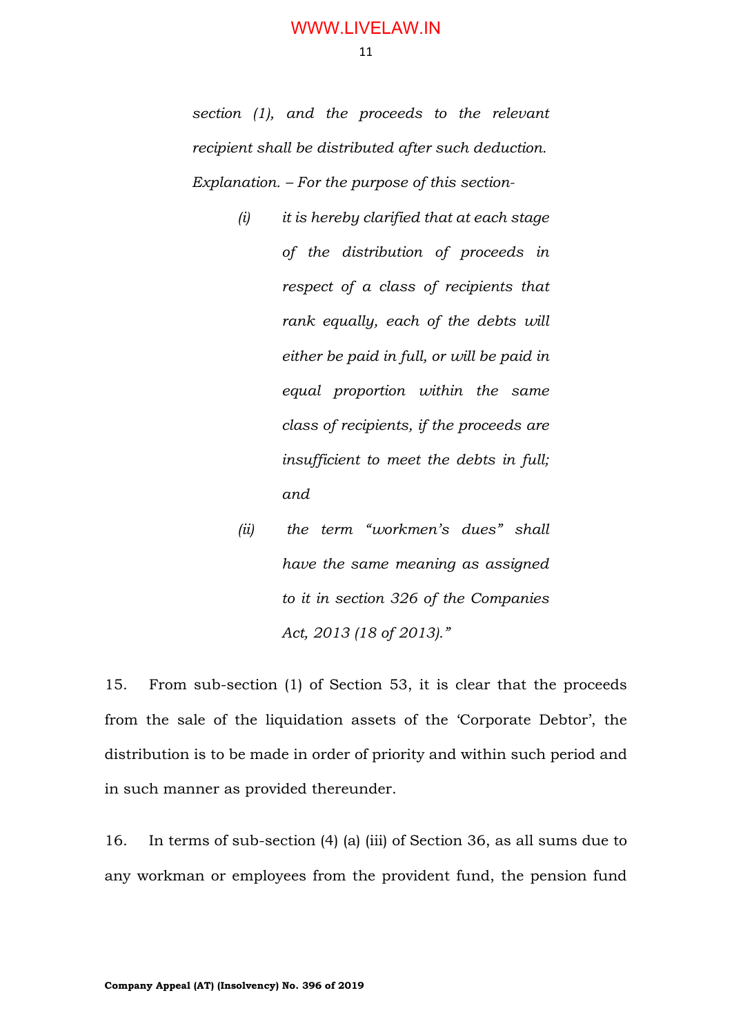*section (1), and the proceeds to the relevant recipient shall be distributed after such deduction.*

*Explanation. – For the purpose of this section-*

*(i) it is hereby clarified that at each stage of the distribution of proceeds in respect of a class of recipients that rank equally, each of the debts will either be paid in full, or will be paid in equal proportion within the same class of recipients, if the proceeds are insufficient to meet the debts in full; and*

*(ii) the term "workmen's dues" shall have the same meaning as assigned to it in section 326 of the Companies Act, 2013 (18 of 2013)."*

15. From sub-section (1) of Section 53, it is clear that the proceeds from the sale of the liquidation assets of the 'Corporate Debtor', the distribution is to be made in order of priority and within such period and in such manner as provided thereunder.

16. In terms of sub-section (4) (a) (iii) of Section 36, as all sums due to any workman or employees from the provident fund, the pension fund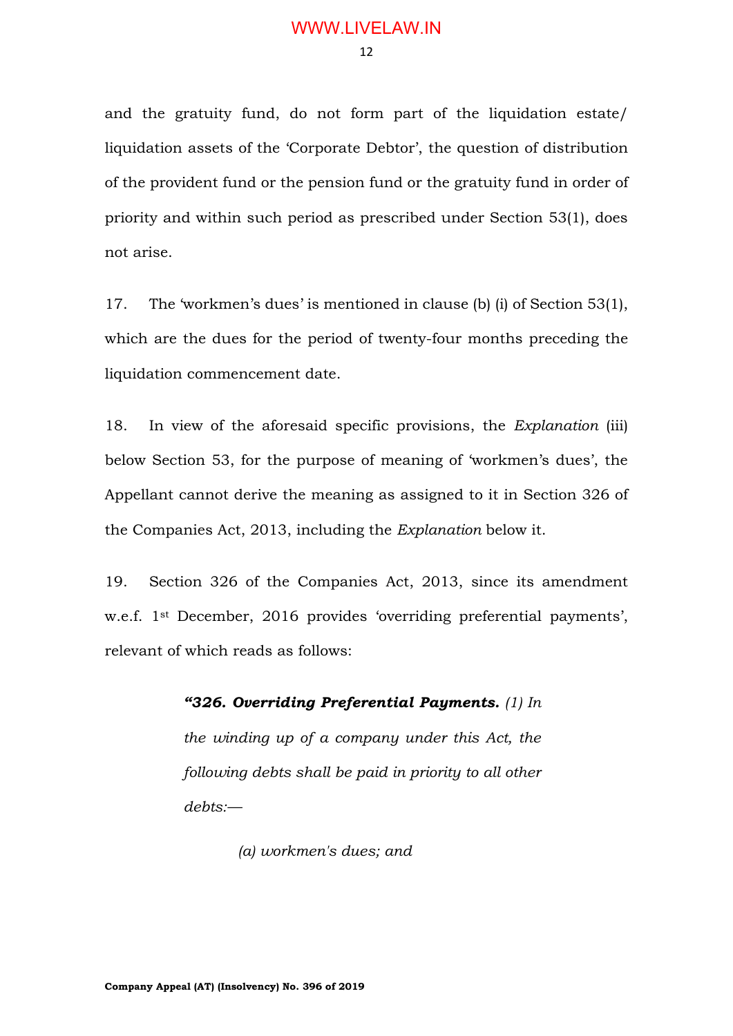and the gratuity fund, do not form part of the liquidation estate/ liquidation assets of the 'Corporate Debtor', the question of distribution of the provident fund or the pension fund or the gratuity fund in order of priority and within such period as prescribed under Section 53(1), does not arise.

17. The 'workmen's dues' is mentioned in clause (b) (i) of Section 53(1), which are the dues for the period of twenty-four months preceding the liquidation commencement date.

18. In view of the aforesaid specific provisions, the *Explanation* (iii) below Section 53, for the purpose of meaning of 'workmen's dues', the Appellant cannot derive the meaning as assigned to it in Section 326 of the Companies Act, 2013, including the *Explanation* below it.

19. Section 326 of the Companies Act, 2013, since its amendment w.e.f. 1st December, 2016 provides 'overriding preferential payments', relevant of which reads as follows:

> ***"326. Overriding Preferential Payments.*** *(1) In the winding up of a company under this Act, the following debts shall be paid in priority to all other debts:—*
>
> *(a) workmen's dues; and*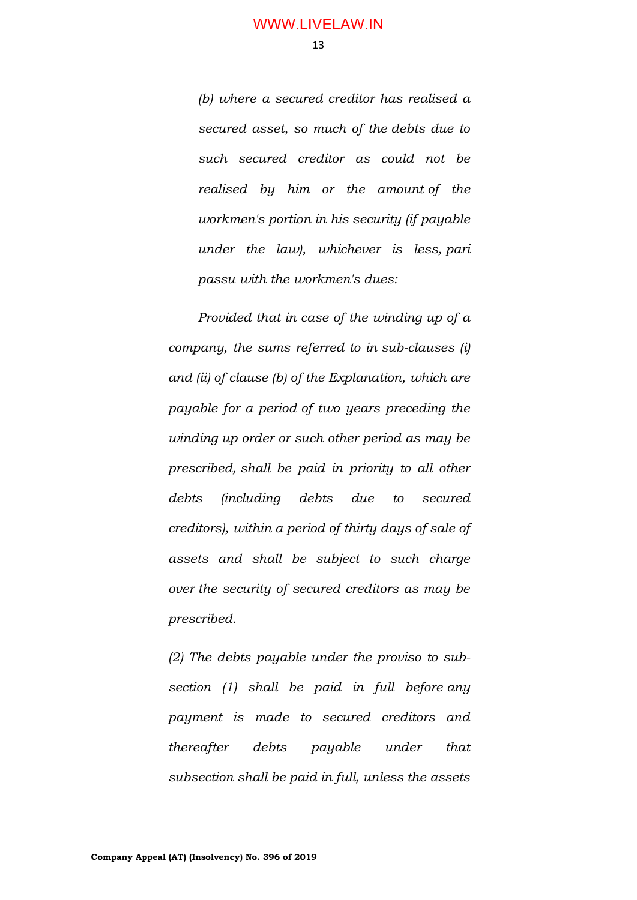*(b) where a secured creditor has realised a secured asset, so much of the debts due to such secured creditor as could not be realised by him or the amount of the workmen's portion in his security (if payable under the law), whichever is less, pari passu with the workmen's dues:*

*Provided that in case of the winding up of a company, the sums referred to in sub-clauses (i) and (ii) of clause (b) of the Explanation, which are payable for a period of two years preceding the winding up order or such other period as may be prescribed, shall be paid in priority to all other debts (including debts due to secured creditors), within a period of thirty days of sale of assets and shall be subject to such charge over the security of secured creditors as may be prescribed.*

*(2) The debts payable under the proviso to sub-section (1) shall be paid in full before any payment is made to secured creditors and thereafter debts payable under that subsection shall be paid in full, unless the assets*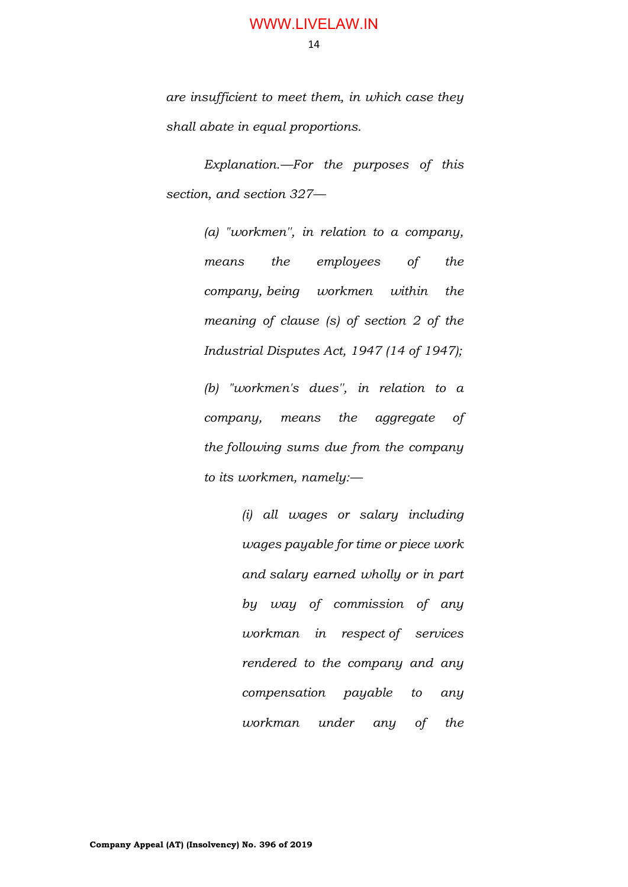*are insufficient to meet them, in which case they shall abate in equal proportions.*

*Explanation.—For the purposes of this section, and section 327—*

> *(a) "workmen", in relation to a company, means the employees of the company, being workmen within the meaning of clause (s) of section 2 of the Industrial Disputes Act, 1947 (14 of 1947);*
>
> *(b) "workmen's dues", in relation to a company, means the aggregate of the following sums due from the company to its workmen, namely:—*
>
>> *(i) all wages or salary including wages payable for time or piece work and salary earned wholly or in part by way of commission of any workman in respect of services rendered to the company and any compensation payable to any workman under any of the*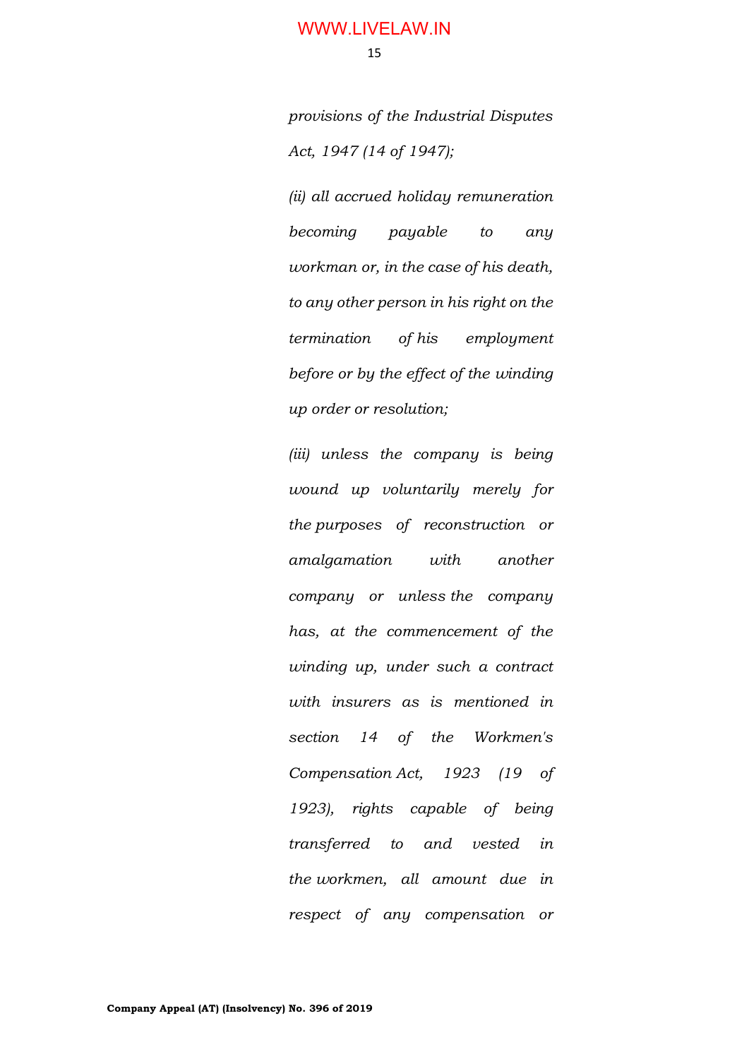*provisions of the Industrial Disputes Act, 1947 (14 of 1947);*

*(ii) all accrued holiday remuneration becoming payable to any workman or, in the case of his death, to any other person in his right on the termination of his employment before or by the effect of the winding up order or resolution;*

*(iii) unless the company is being wound up voluntarily merely for the purposes of reconstruction or amalgamation with another company or unless the company has, at the commencement of the winding up, under such a contract with insurers as is mentioned in section 14 of the Workmen's Compensation Act, 1923 (19 of 1923), rights capable of being transferred to and vested in the workmen, all amount due in respect of any compensation or*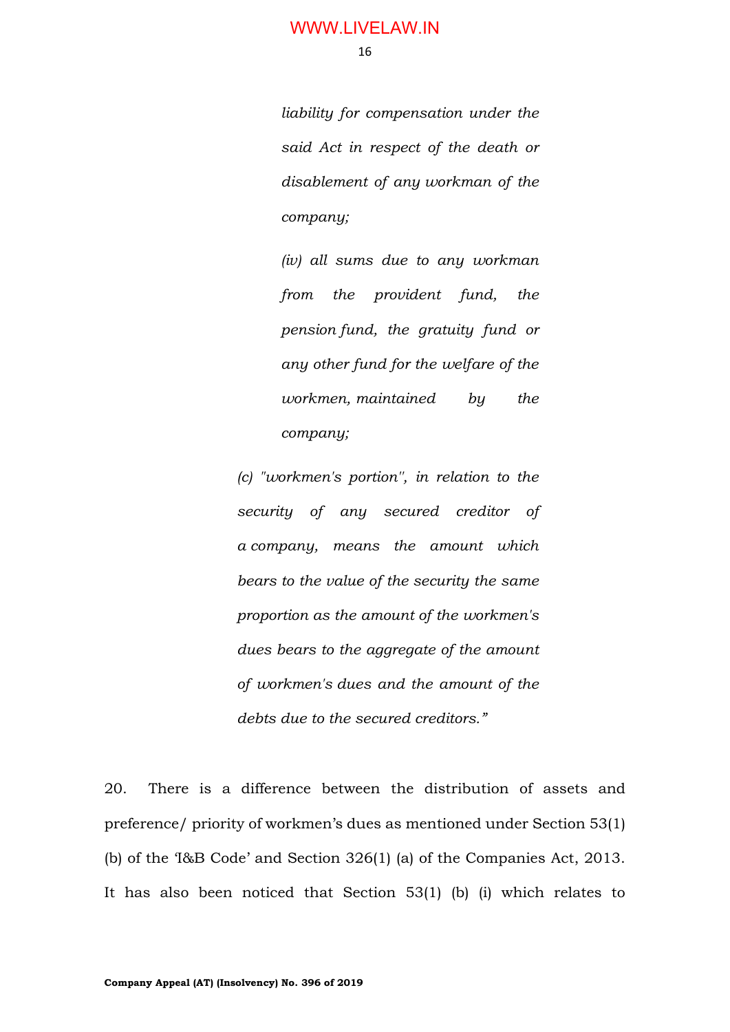*liability for compensation under the said Act in respect of the death or disablement of any workman of the company;*

*(iv) all sums due to any workman from the provident fund, the pension fund, the gratuity fund or any other fund for the welfare of the workmen, maintained by the company;*

*(c) "workmen's portion'', in relation to the security of any secured creditor of a company, means the amount which bears to the value of the security the same proportion as the amount of the workmen's dues bears to the aggregate of the amount of workmen's dues and the amount of the debts due to the secured creditors."*

20. There is a difference between the distribution of assets and preference/ priority of workmen's dues as mentioned under Section 53(1) (b) of the 'I&B Code' and Section 326(1) (a) of the Companies Act, 2013. It has also been noticed that Section 53(1) (b) (i) which relates to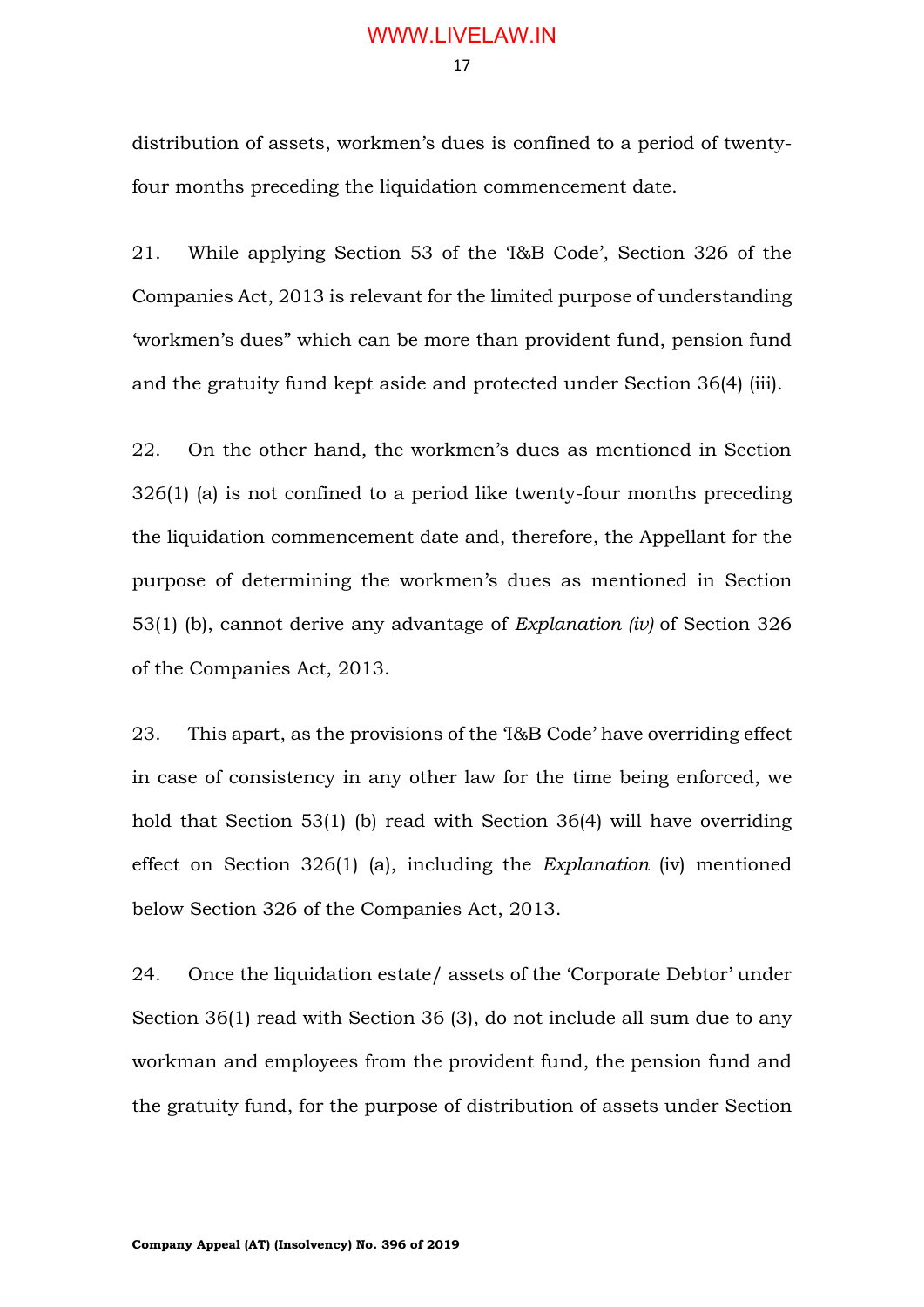distribution of assets, workmen's dues is confined to a period of twenty-four months preceding the liquidation commencement date.

21. While applying Section 53 of the 'I&B Code', Section 326 of the Companies Act, 2013 is relevant for the limited purpose of understanding 'workmen's dues" which can be more than provident fund, pension fund and the gratuity fund kept aside and protected under Section 36(4) (iii).

22. On the other hand, the workmen's dues as mentioned in Section 326(1) (a) is not confined to a period like twenty-four months preceding the liquidation commencement date and, therefore, the Appellant for the purpose of determining the workmen's dues as mentioned in Section 53(1) (b), cannot derive any advantage of *Explanation (iv)* of Section 326 of the Companies Act, 2013.

23. This apart, as the provisions of the 'I&B Code' have overriding effect in case of consistency in any other law for the time being enforced, we hold that Section 53(1) (b) read with Section 36(4) will have overriding effect on Section 326(1) (a), including the *Explanation* (iv) mentioned below Section 326 of the Companies Act, 2013.

24. Once the liquidation estate/ assets of the 'Corporate Debtor' under Section 36(1) read with Section 36 (3), do not include all sum due to any workman and employees from the provident fund, the pension fund and the gratuity fund, for the purpose of distribution of assets under Section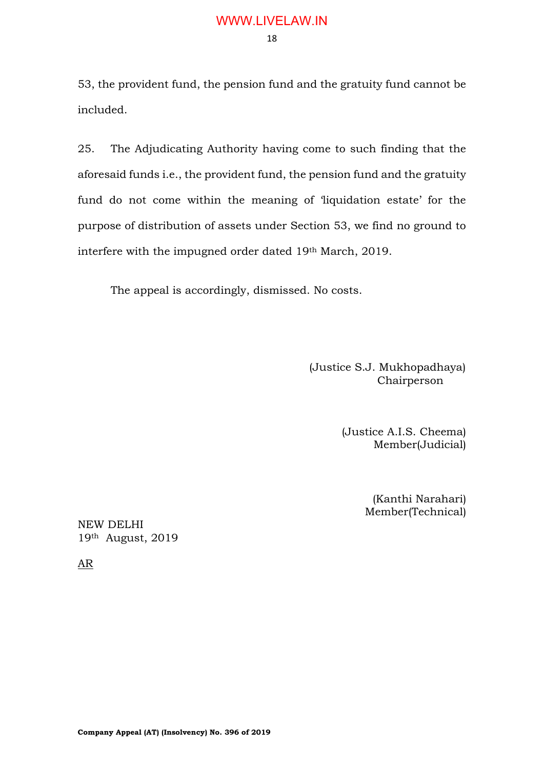53, the provident fund, the pension fund and the gratuity fund cannot be included.

25. The Adjudicating Authority having come to such finding that the aforesaid funds i.e., the provident fund, the pension fund and the gratuity fund do not come within the meaning of 'liquidation estate' for the purpose of distribution of assets under Section 53, we find no ground to interfere with the impugned order dated 19th March, 2019.

The appeal is accordingly, dismissed. No costs.

(Justice S.J. Mukhopadhaya)
Chairperson

(Justice A.I.S. Cheema)
Member(Judicial)

(Kanthi Narahari)
Member(Technical)

NEW DELHI
19th August, 2019

AR